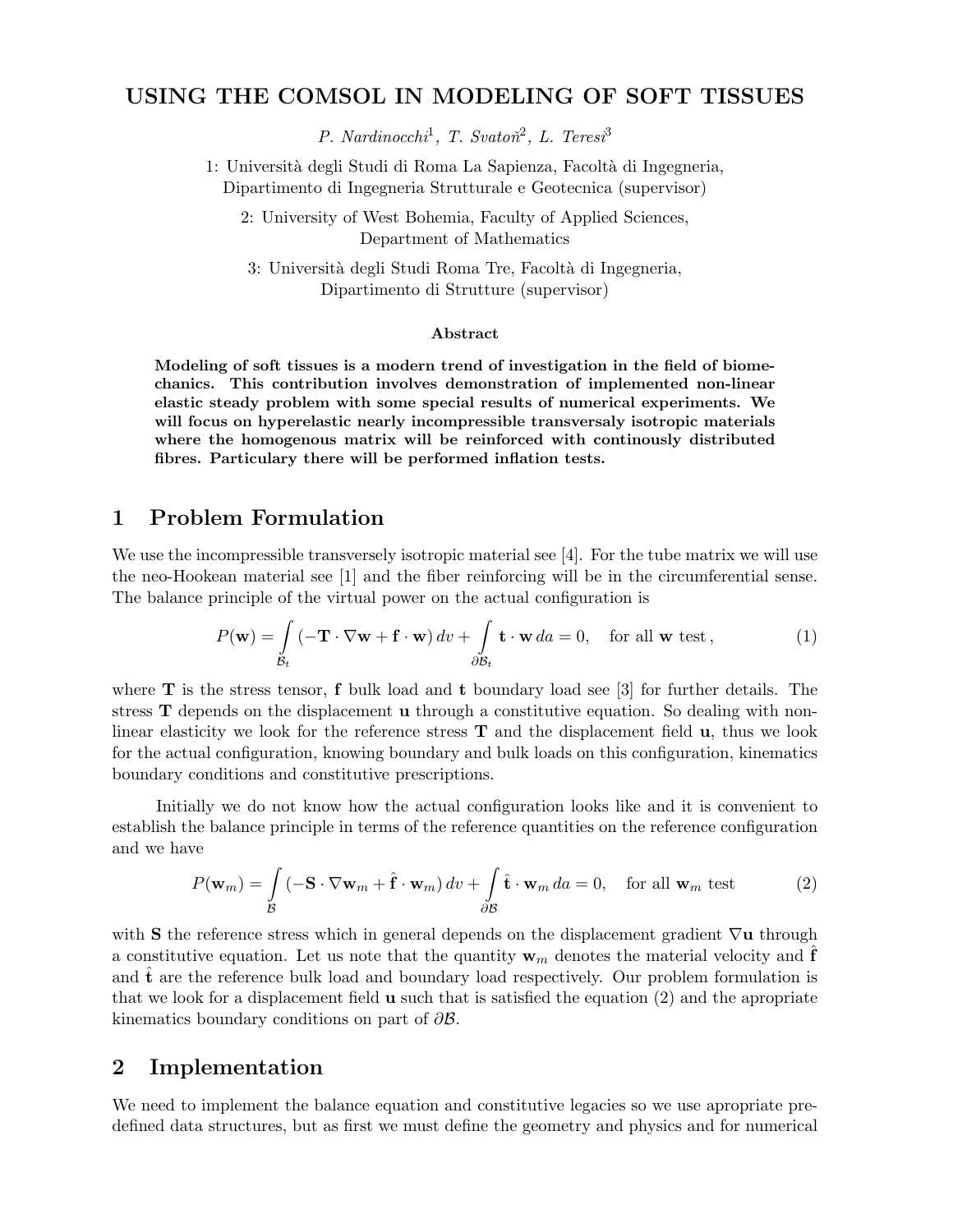# USING THE COMSOL IN MODELING OF SOFT TISSUES

*P. Nardinocchi*[1], *T. Svatoň*[2], *L. Teresi*[3]

1: Università degli Studi di Roma La Sapienza, Facoltà di Ingegneria, Dipartimento di Ingegneria Strutturale e Geotecnica (supervisor)

2: University of West Bohemia, Faculty of Applied Sciences, Department of Mathematics

3: Università degli Studi Roma Tre, Facoltà di Ingegneria, Dipartimento di Strutture (supervisor)

### Abstract

**Modeling of soft tissues is a modern trend of investigation in the field of biomechanics. This contribution involves demonstration of implemented non-linear elastic steady problem with some special results of numerical experiments. We will focus on hyperelastic nearly incompressible transversaly isotropic materials where the homogenous matrix will be reinforced with continously distributed fibres. Particulary there will be performed inflation tests.**

## 1 Problem Formulation

We use the incompressible transversely isotropic material see [4]. For the tube matrix we will use the neo-Hookean material see [1] and the fiber reinforcing will be in the circumferential sense. The balance principle of the virtual power on the actual configuration is

$$P(\mathbf{w}) = \int_{\mathcal{B}_t} (-\mathbf{T} \cdot \nabla \mathbf{w} + \mathbf{f} \cdot \mathbf{w})\, dv + \int_{\partial \mathcal{B}_t} \mathbf{t} \cdot \mathbf{w}\, da = 0, \quad \text{for all } \mathbf{w} \text{ test}, \tag{1}$$

where $\mathbf{T}$ is the stress tensor, $\mathbf{f}$ bulk load and $\mathbf{t}$ boundary load see [3] for further details. The stress $\mathbf{T}$ depends on the displacement $\mathbf{u}$ through a constitutive equation. So dealing with non-linear elasticity we look for the reference stress $\mathbf{T}$ and the displacement field $\mathbf{u}$, thus we look for the actual configuration, knowing boundary and bulk loads on this configuration, kinematics boundary conditions and constitutive prescriptions.

Initially we do not know how the actual configuration looks like and it is convenient to establish the balance principle in terms of the reference quantities on the reference configuration and we have

$$P(\mathbf{w}_m) = \int_{\mathcal{B}} (-\mathbf{S} \cdot \nabla \mathbf{w}_m + \hat{\mathbf{f}} \cdot \mathbf{w}_m)\, dv + \int_{\partial \mathcal{B}} \hat{\mathbf{t}} \cdot \mathbf{w}_m\, da = 0, \quad \text{for all } \mathbf{w}_m \text{ test} \tag{2}$$

with $\mathbf{S}$ the reference stress which in general depends on the displacement gradient $\nabla \mathbf{u}$ through a constitutive equation. Let us note that the quantity $\mathbf{w}_m$ denotes the material velocity and $\hat{\mathbf{f}}$ and $\hat{\mathbf{t}}$ are the reference bulk load and boundary load respectively. Our problem formulation is that we look for a displacement field $\mathbf{u}$ such that is satisfied the equation (2) and the apropriate kinematics boundary conditions on part of $\partial \mathcal{B}$.

## 2 Implementation

We need to implement the balance equation and constitutive legacies so we use apropriate predefined data structures, but as first we must define the geometry and physics and for numerical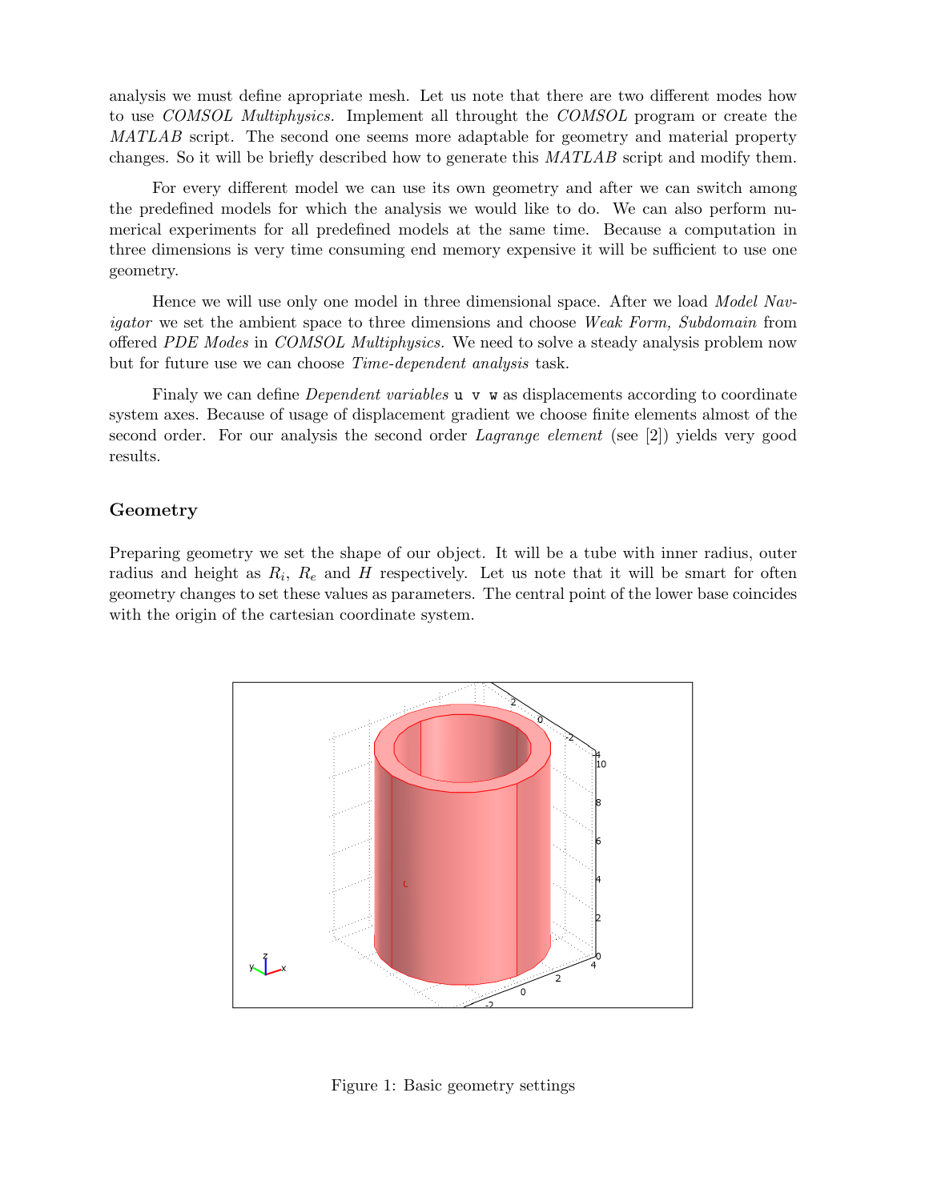analysis we must define apropriate mesh. Let us note that there are two different modes how to use *COMSOL Multiphysics*. Implement all throught the *COMSOL* program or create the *MATLAB* script. The second one seems more adaptable for geometry and material property changes. So it will be briefly described how to generate this *MATLAB* script and modify them.

For every different model we can use its own geometry and after we can switch among the predefined models for which the analysis we would like to do. We can also perform numerical experiments for all predefined models at the same time. Because a computation in three dimensions is very time consuming end memory expensive it will be sufficient to use one geometry.

Hence we will use only one model in three dimensional space. After we load *Model Navigator* we set the ambient space to three dimensions and choose *Weak Form, Subdomain* from offered *PDE Modes* in *COMSOL Multiphysics*. We need to solve a steady analysis problem now but for future use we can choose *Time-dependent analysis* task.

Finaly we can define *Dependent variables* `u v w` as displacements according to coordinate system axes. Because of usage of displacement gradient we choose finite elements almost of the second order. For our analysis the second order *Lagrange element* (see [2]) yields very good results.

## Geometry

Preparing geometry we set the shape of our object. It will be a tube with inner radius, outer radius and height as $R_i$, $R_e$ and $H$ respectively. Let us note that it will be smart for often geometry changes to set these values as parameters. The central point of the lower base coincides with the origin of the cartesian coordinate system.

Figure 1: Basic geometry settings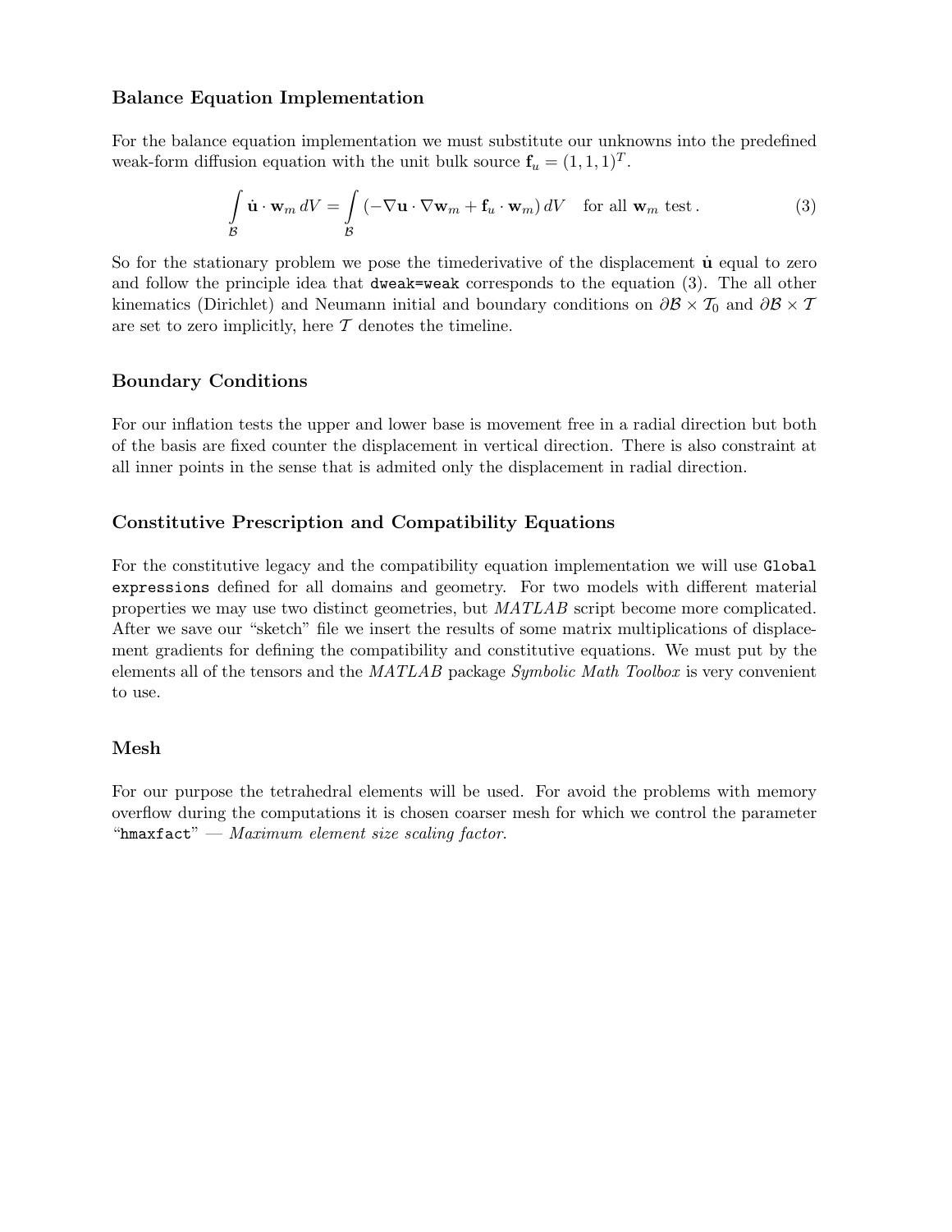### Balance Equation Implementation

For the balance equation implementation we must substitute our unknowns into the predefined weak-form diffusion equation with the unit bulk source $\mathbf{f}_u = (1, 1, 1)^T$.

$$\int_{\mathcal{B}} \dot{\mathbf{u}} \cdot \mathbf{w}_m \, dV = \int_{\mathcal{B}} \left( -\nabla \mathbf{u} \cdot \nabla \mathbf{w}_m + \mathbf{f}_u \cdot \mathbf{w}_m \right) dV \quad \text{for all } \mathbf{w}_m \text{ test} . \tag{3}$$

So for the stationary problem we pose the timederivative of the displacement $\dot{\mathbf{u}}$ equal to zero and follow the principle idea that `dweak=weak` corresponds to the equation (3). The all other kinematics (Dirichlet) and Neumann initial and boundary conditions on $\partial\mathcal{B} \times \mathcal{T}_0$ and $\partial\mathcal{B} \times \mathcal{T}$ are set to zero implicitly, here $\mathcal{T}$ denotes the timeline.

### Boundary Conditions

For our inflation tests the upper and lower base is movement free in a radial direction but both of the basis are fixed counter the displacement in vertical direction. There is also constraint at all inner points in the sense that is admited only the displacement in radial direction.

### Constitutive Prescription and Compatibility Equations

For the constitutive legacy and the compatibility equation implementation we will use `Global expressions` defined for all domains and geometry. For two models with different material properties we may use two distinct geometries, but *MATLAB* script become more complicated. After we save our "sketch" file we insert the results of some matrix multiplications of displacement gradients for defining the compatibility and constitutive equations. We must put by the elements all of the tensors and the *MATLAB* package *Symbolic Math Toolbox* is very convenient to use.

### Mesh

For our purpose the tetrahedral elements will be used. For avoid the problems with memory overflow during the computations it is chosen coarser mesh for which we control the parameter "`hmaxfact`" — *Maximum element size scaling factor*.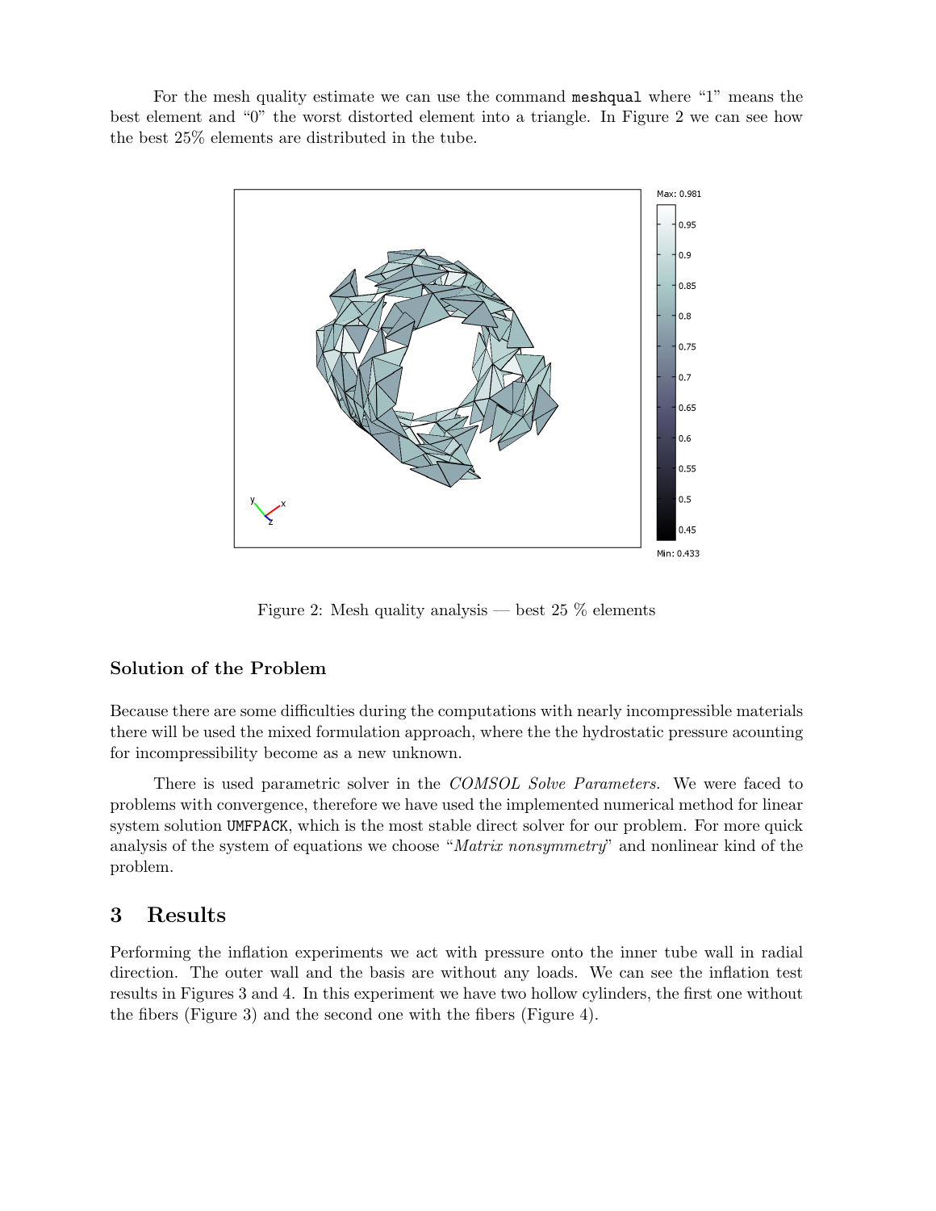For the mesh quality estimate we can use the command `meshqual` where "1" means the best element and "0" the worst distorted element into a triangle. In Figure 2 we can see how the best 25% elements are distributed in the tube.

Figure 2: Mesh quality analysis — best 25 % elements

### Solution of the Problem

Because there are some difficulties during the computations with nearly incompressible materials there will be used the mixed formulation approach, where the the hydrostatic pressure acounting for incompressibility become as a new unknown.

There is used parametric solver in the *COMSOL Solve Parameters.* We were faced to problems with convergence, therefore we have used the implemented numerical method for linear system solution `UMFPACK`, which is the most stable direct solver for our problem. For more quick analysis of the system of equations we choose "*Matrix nonsymmetry*" and nonlinear kind of the problem.

## 3 Results

Performing the inflation experiments we act with pressure onto the inner tube wall in radial direction. The outer wall and the basis are without any loads. We can see the inflation test results in Figures 3 and 4. In this experiment we have two hollow cylinders, the first one without the fibers (Figure 3) and the second one with the fibers (Figure 4).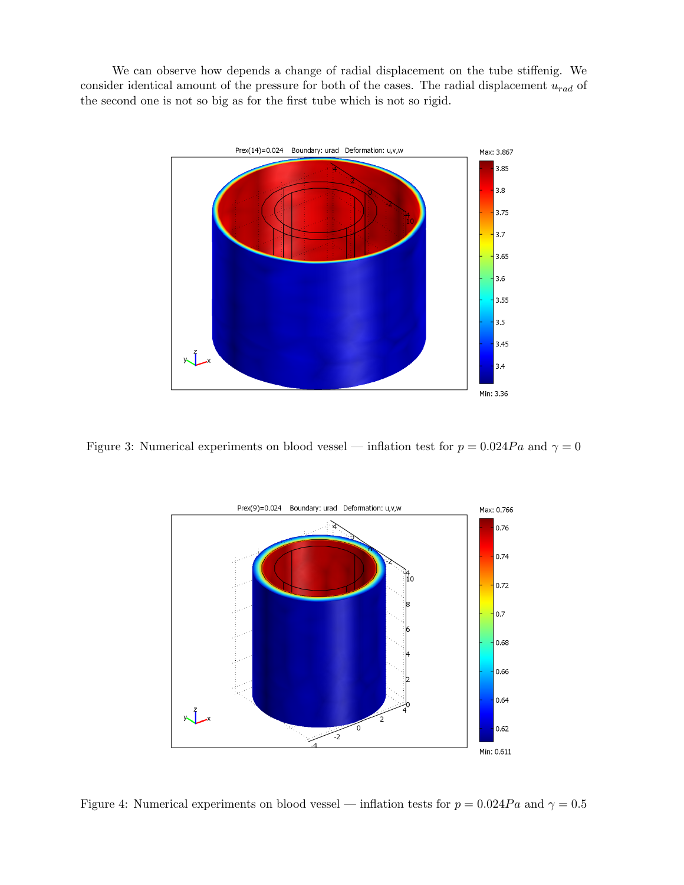We can observe how depends a change of radial displacement on the tube stiffenig. We consider identical amount of the pressure for both of the cases. The radial displacement $u_{rad}$ of the second one is not so big as for the first tube which is not so rigid.

Figure 3: Numerical experiments on blood vessel — inflation test for $p = 0.024Pa$ and $\gamma = 0$

Figure 4: Numerical experiments on blood vessel — inflation tests for $p = 0.024Pa$ and $\gamma = 0.5$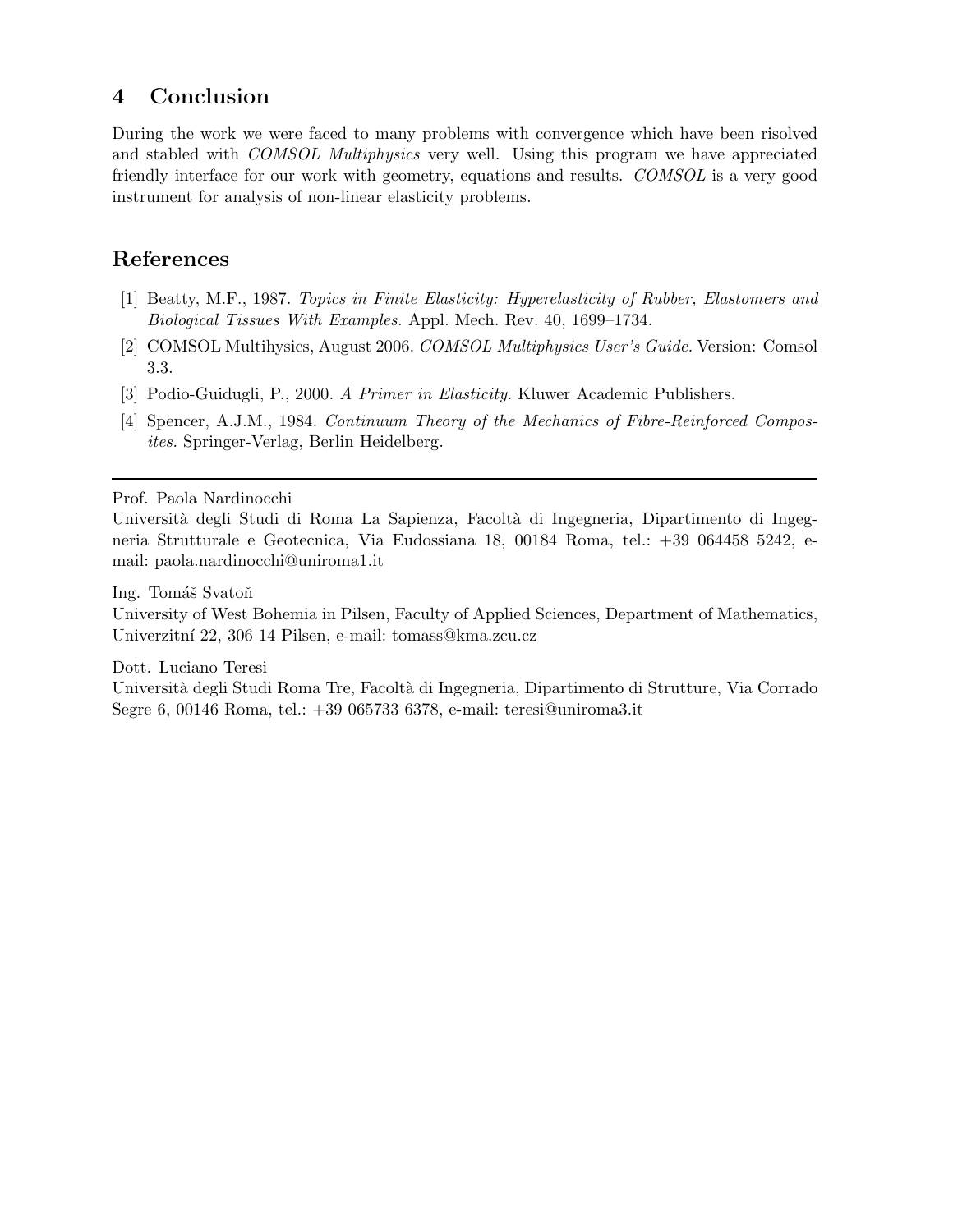## 4 Conclusion

During the work we were faced to many problems with convergence which have been risolved and stabled with *COMSOL Multiphysics* very well. Using this program we have appreciated friendly interface for our work with geometry, equations and results. *COMSOL* is a very good instrument for analysis of non-linear elasticity problems.

## References

[1] Beatty, M.F., 1987. *Topics in Finite Elasticity: Hyperelasticity of Rubber, Elastomers and Biological Tissues With Examples.* Appl. Mech. Rev. 40, 1699–1734.

[2] COMSOL Multihysics, August 2006. *COMSOL Multiphysics User's Guide.* Version: Comsol 3.3.

[3] Podio-Guidugli, P., 2000. *A Primer in Elasticity.* Kluwer Academic Publishers.

[4] Spencer, A.J.M., 1984. *Continuum Theory of the Mechanics of Fibre-Reinforced Composites.* Springer-Verlag, Berlin Heidelberg.

---

Prof. Paola Nardinocchi

Università degli Studi di Roma La Sapienza, Facoltà di Ingegneria, Dipartimento di Ingegneria Strutturale e Geotecnica, Via Eudossiana 18, 00184 Roma, tel.: +39 064458 5242, e-mail: paola.nardinocchi@uniroma1.it

Ing. Tomáš Svatoň

University of West Bohemia in Pilsen, Faculty of Applied Sciences, Department of Mathematics, Univerzitní 22, 306 14 Pilsen, e-mail: tomass@kma.zcu.cz

Dott. Luciano Teresi

Università degli Studi Roma Tre, Facoltà di Ingegneria, Dipartimento di Strutture, Via Corrado Segre 6, 00146 Roma, tel.: +39 065733 6378, e-mail: teresi@uniroma3.it